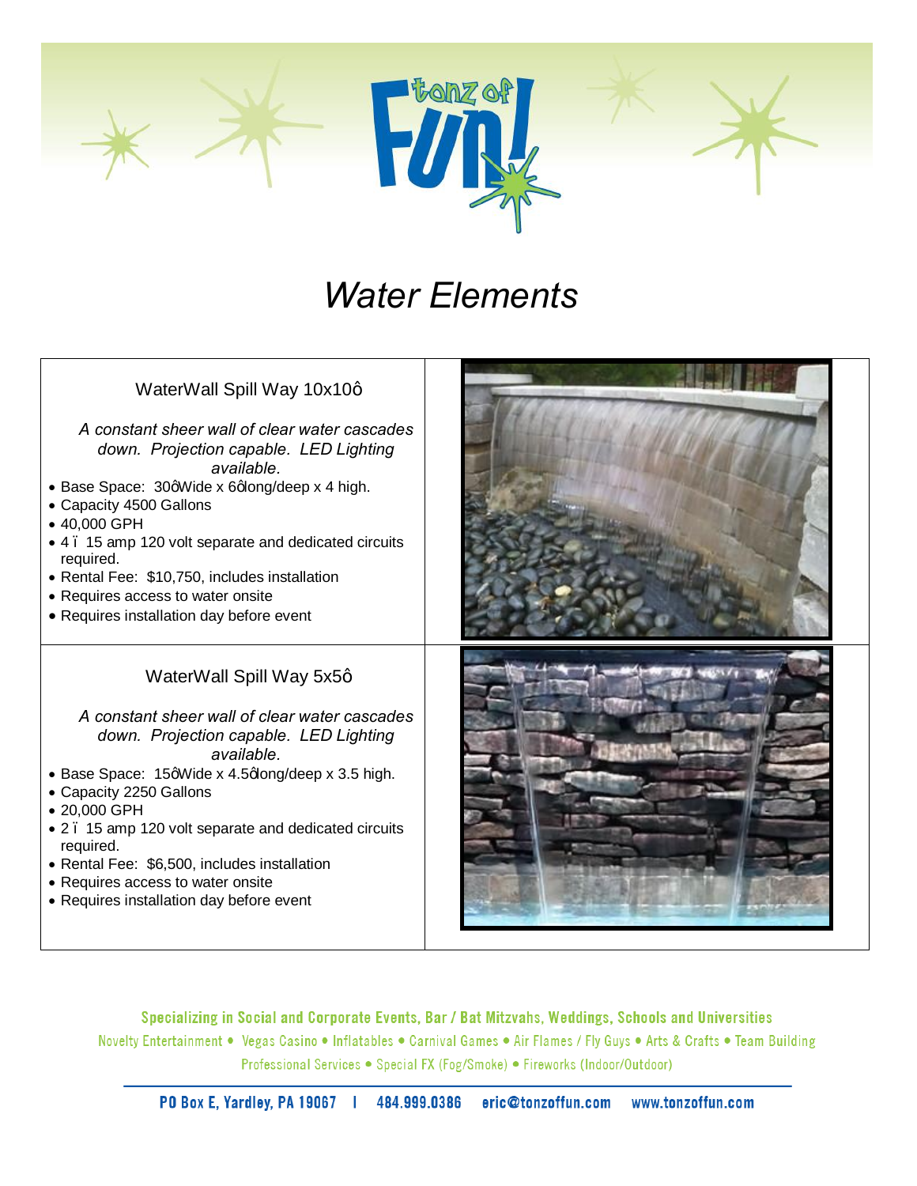# Water Elements

## WaterWall Spill Way 10x10ô

*A constant sheer wall of clear water cascades down. Projection capable. LED Lighting available.*

- Base Space: 30ôWide x 6ôlong/deep x 4 high.
- Capacity 4500 Gallons
- 40,000 GPH
- 4 ï 15 amp 120 volt separate and dedicated circuits required.
- Rental Fee: $10,750, includes installation
- Requires access to water onsite
- Requires installation day before event

## WaterWall Spill Way 5x5ô

*A constant sheer wall of clear water cascades down. Projection capable. LED Lighting available.*

- Base Space: 15ôWide x 4.5ôlong/deep x 3.5 high.
- Capacity 2250 Gallons
- 20,000 GPH
- 2 ï 15 amp 120 volt separate and dedicated circuits required.
- Rental Fee: $6,500, includes installation
- Requires access to water onsite
- Requires installation day before event

**Specializing in Social and Corporate Events, Bar / Bat Mitzvahs, Weddings, Schools and Universities**

Novelty Entertainment • Vegas Casino • Inflatables • Carnival Games • Air Flames / Fly Guys • Arts & Crafts • Team Building

Professional Services • Special FX (Fog/Smoke) • Fireworks (Indoor/Outdoor)

**PO Box E, Yardley, PA 19067 | 484.999.0386 eric@tonzoffun.com www.tonzoffun.com**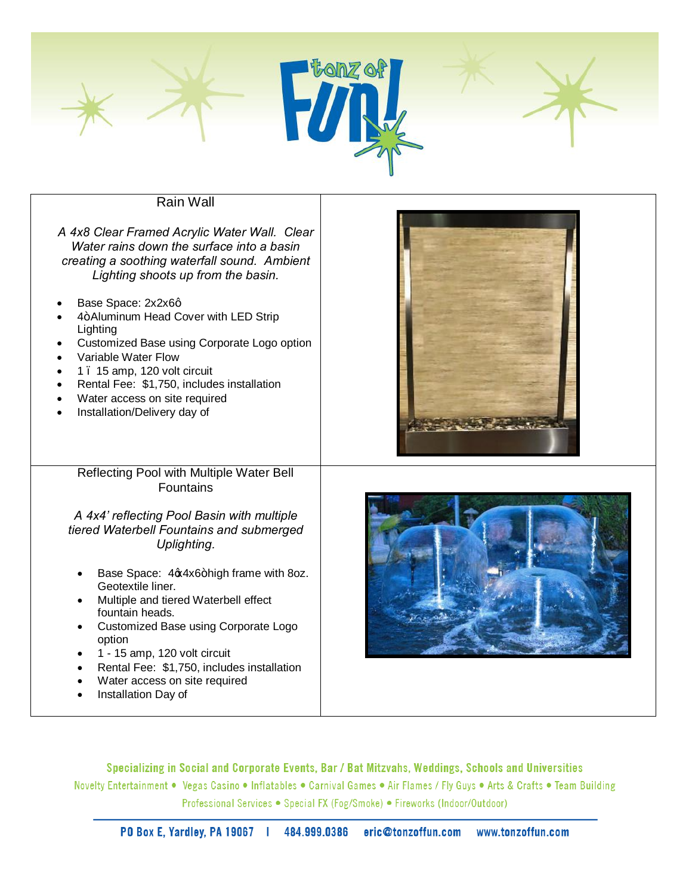## Rain Wall

*A 4x8 Clear Framed Acrylic Water Wall. Clear Water rains down the surface into a basin creating a soothing waterfall sound. Ambient Lighting shoots up from the basin.*

- Base Space: 2x2x6ô
- 4òAluminum Head Cover with LED Strip Lighting
- Customized Base using Corporate Logo option
- Variable Water Flow
- 1 ï 15 amp, 120 volt circuit
- Rental Fee: $1,750, includes installation
- Water access on site required
- Installation/Delivery day of

## Reflecting Pool with Multiple Water Bell Fountains

*A 4x4' reflecting Pool Basin with multiple tiered Waterbell Fountains and submerged Uplighting.*

- Base Space: 4qx4x6òhigh frame with 8oz. Geotextile liner.
- Multiple and tiered Waterbell effect fountain heads.
- Customized Base using Corporate Logo option
- 1 - 15 amp, 120 volt circuit
- Rental Fee: $1,750, includes installation
- Water access on site required
- Installation Day of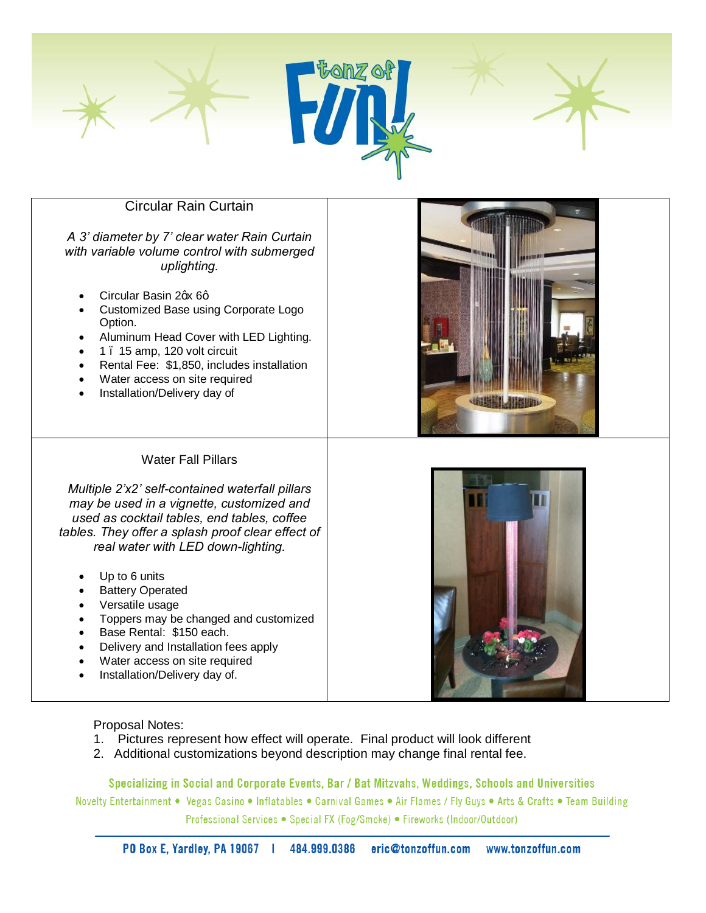## Circular Rain Curtain

*A 3' diameter by 7' clear water Rain Curtain with variable volume control with submerged uplighting.*

- Circular Basin 2ôx 6ô
- Customized Base using Corporate Logo Option.
- Aluminum Head Cover with LED Lighting.
- 1 ï 15 amp, 120 volt circuit
- Rental Fee: $1,850, includes installation
- Water access on site required
- Installation/Delivery day of

## Water Fall Pillars

*Multiple 2'x2' self-contained waterfall pillars may be used in a vignette, customized and used as cocktail tables, end tables, coffee tables. They offer a splash proof clear effect of real water with LED down-lighting.*

- Up to 6 units
- Battery Operated
- Versatile usage
- Toppers may be changed and customized
- Base Rental: $150 each.
- Delivery and Installation fees apply
- Water access on site required
- Installation/Delivery day of.

Proposal Notes:

1. Pictures represent how effect will operate. Final product will look different
2. Additional customizations beyond description may change final rental fee.

**Specializing in Social and Corporate Events, Bar / Bat Mitzvahs, Weddings, Schools and Universities**

Novelty Entertainment • Vegas Casino • Inflatables • Carnival Games • Air Flames / Fly Guys • Arts & Crafts • Team Building

Professional Services • Special FX (Fog/Smoke) • Fireworks (Indoor/Outdoor)

PO Box E, Yardley, PA 19067 | 484.999.0386 eric@tonzoffun.com www.tonzoffun.com